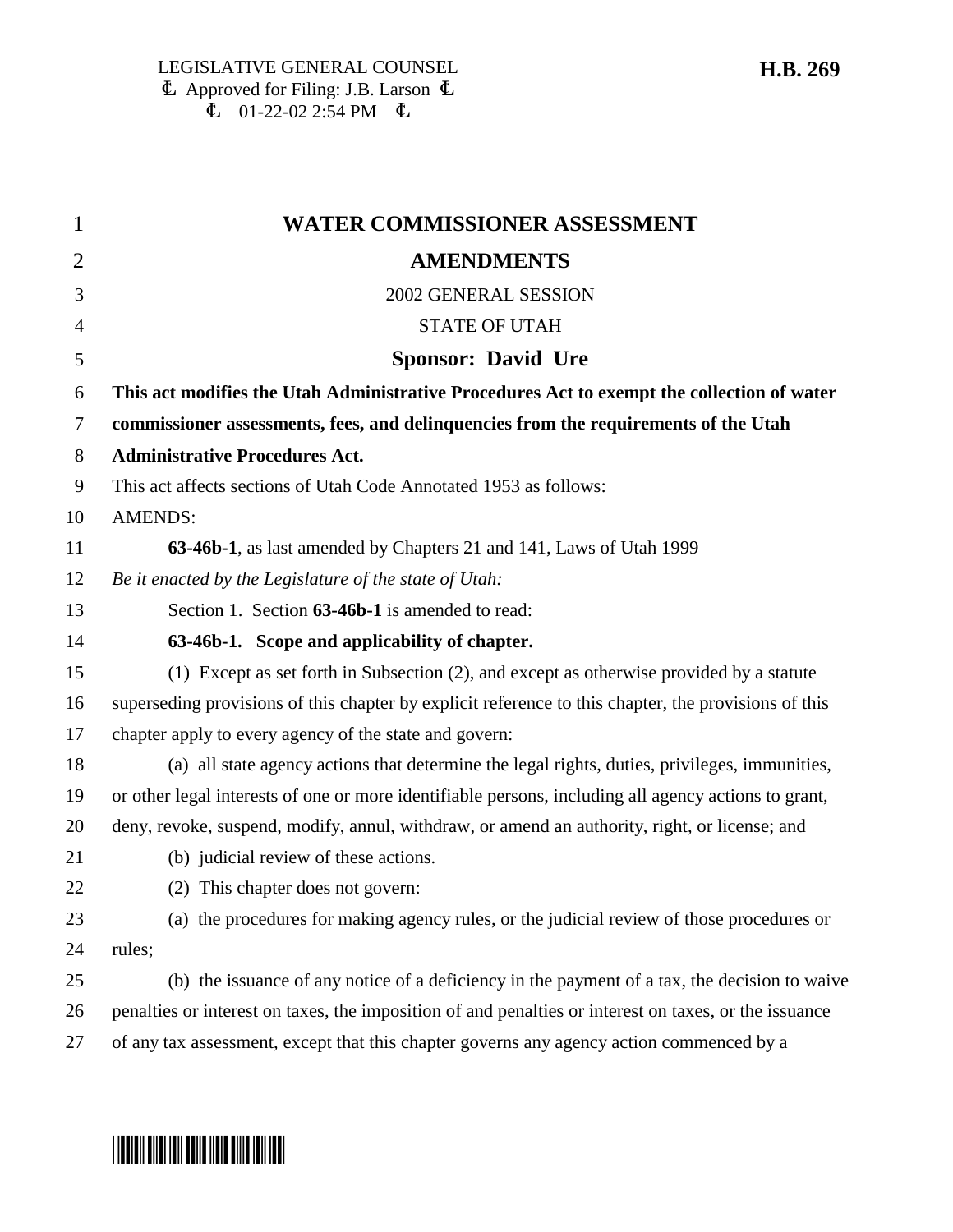LEGISLATIVE GENERAL COUNSEL
Ⓛ Approved for Filing: J.B. Larson Ⓛ
Ⓛ 01-22-02 2:54 PM Ⓛ

**H.B. 269**

# WATER COMMISSIONER ASSESSMENT AMENDMENTS

2002 GENERAL SESSION

STATE OF UTAH

**Sponsor: David Ure**

**This act modifies the Utah Administrative Procedures Act to exempt the collection of water commissioner assessments, fees, and delinquencies from the requirements of the Utah Administrative Procedures Act.**

This act affects sections of Utah Code Annotated 1953 as follows:

AMENDS:

**63-46b-1**, as last amended by Chapters 21 and 141, Laws of Utah 1999

*Be it enacted by the Legislature of the state of Utah:*

Section 1. Section **63-46b-1** is amended to read:

**63-46b-1. Scope and applicability of chapter.**

(1) Except as set forth in Subsection (2), and except as otherwise provided by a statute superseding provisions of this chapter by explicit reference to this chapter, the provisions of this chapter apply to every agency of the state and govern:

(a) all state agency actions that determine the legal rights, duties, privileges, immunities, or other legal interests of one or more identifiable persons, including all agency actions to grant, deny, revoke, suspend, modify, annul, withdraw, or amend an authority, right, or license; and

(b) judicial review of these actions.

(2) This chapter does not govern:

(a) the procedures for making agency rules, or the judicial review of those procedures or rules;

(b) the issuance of any notice of a deficiency in the payment of a tax, the decision to waive penalties or interest on taxes, the imposition of and penalties or interest on taxes, or the issuance of any tax assessment, except that this chapter governs any agency action commenced by a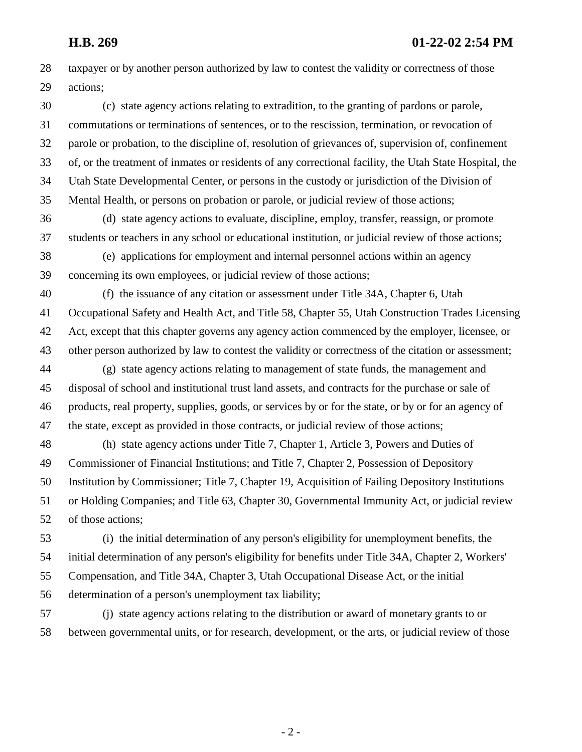taxpayer or by another person authorized by law to contest the validity or correctness of those actions;

(c) state agency actions relating to extradition, to the granting of pardons or parole, commutations or terminations of sentences, or to the rescission, termination, or revocation of parole or probation, to the discipline of, resolution of grievances of, supervision of, confinement of, or the treatment of inmates or residents of any correctional facility, the Utah State Hospital, the Utah State Developmental Center, or persons in the custody or jurisdiction of the Division of Mental Health, or persons on probation or parole, or judicial review of those actions;

(d) state agency actions to evaluate, discipline, employ, transfer, reassign, or promote students or teachers in any school or educational institution, or judicial review of those actions;

(e) applications for employment and internal personnel actions within an agency concerning its own employees, or judicial review of those actions;

(f) the issuance of any citation or assessment under Title 34A, Chapter 6, Utah Occupational Safety and Health Act, and Title 58, Chapter 55, Utah Construction Trades Licensing Act, except that this chapter governs any agency action commenced by the employer, licensee, or other person authorized by law to contest the validity or correctness of the citation or assessment;

(g) state agency actions relating to management of state funds, the management and disposal of school and institutional trust land assets, and contracts for the purchase or sale of products, real property, supplies, goods, or services by or for the state, or by or for an agency of the state, except as provided in those contracts, or judicial review of those actions;

(h) state agency actions under Title 7, Chapter 1, Article 3, Powers and Duties of Commissioner of Financial Institutions; and Title 7, Chapter 2, Possession of Depository Institution by Commissioner; Title 7, Chapter 19, Acquisition of Failing Depository Institutions or Holding Companies; and Title 63, Chapter 30, Governmental Immunity Act, or judicial review of those actions;

(i) the initial determination of any person's eligibility for unemployment benefits, the initial determination of any person's eligibility for benefits under Title 34A, Chapter 2, Workers' Compensation, and Title 34A, Chapter 3, Utah Occupational Disease Act, or the initial determination of a person's unemployment tax liability;

(j) state agency actions relating to the distribution or award of monetary grants to or between governmental units, or for research, development, or the arts, or judicial review of those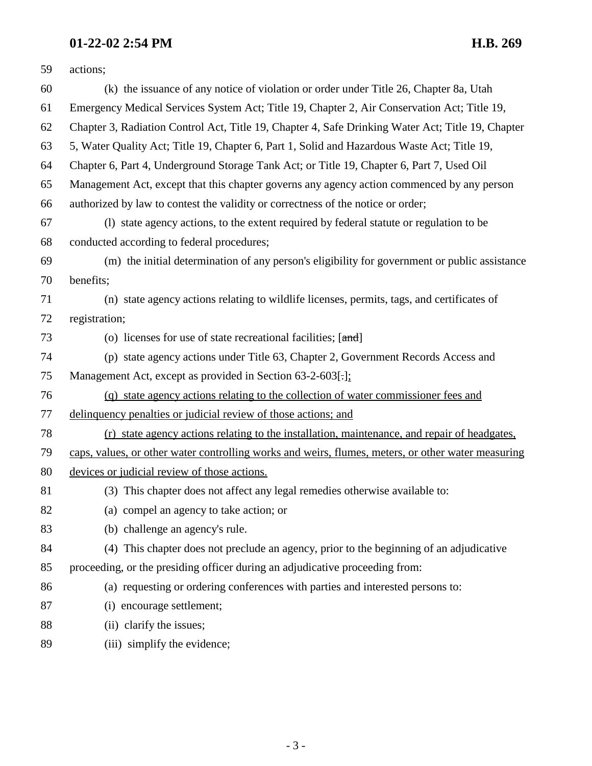59 actions;

60 (k) the issuance of any notice of violation or order under Title 26, Chapter 8a, Utah
61 Emergency Medical Services System Act; Title 19, Chapter 2, Air Conservation Act; Title 19,
62 Chapter 3, Radiation Control Act, Title 19, Chapter 4, Safe Drinking Water Act; Title 19, Chapter
63 5, Water Quality Act; Title 19, Chapter 6, Part 1, Solid and Hazardous Waste Act; Title 19,
64 Chapter 6, Part 4, Underground Storage Tank Act; or Title 19, Chapter 6, Part 7, Used Oil
65 Management Act, except that this chapter governs any agency action commenced by any person
66 authorized by law to contest the validity or correctness of the notice or order;

67 (l) state agency actions, to the extent required by federal statute or regulation to be
68 conducted according to federal procedures;

69 (m) the initial determination of any person's eligibility for government or public assistance
70 benefits;

71 (n) state agency actions relating to wildlife licenses, permits, tags, and certificates of
72 registration;

73 (o) licenses for use of state recreational facilities; [~~and~~]

74 (p) state agency actions under Title 63, Chapter 2, Government Records Access and
75 Management Act, except as provided in Section 63-2-603[~~.~~]<u>;</u>

76 <u>(q) state agency actions relating to the collection of water commissioner fees and</u>
77 <u>delinquency penalties or judicial review of those actions; and</u>

78 <u>(r) state agency actions relating to the installation, maintenance, and repair of headgates,</u>
79 <u>caps, values, or other water controlling works and weirs, flumes, meters, or other water measuring</u>
80 <u>devices or judicial review of those actions.</u>

81 (3) This chapter does not affect any legal remedies otherwise available to:

82 (a) compel an agency to take action; or

83 (b) challenge an agency's rule.

84 (4) This chapter does not preclude an agency, prior to the beginning of an adjudicative
85 proceeding, or the presiding officer during an adjudicative proceeding from:

86 (a) requesting or ordering conferences with parties and interested persons to:

87 (i) encourage settlement;

88 (ii) clarify the issues;

89 (iii) simplify the evidence;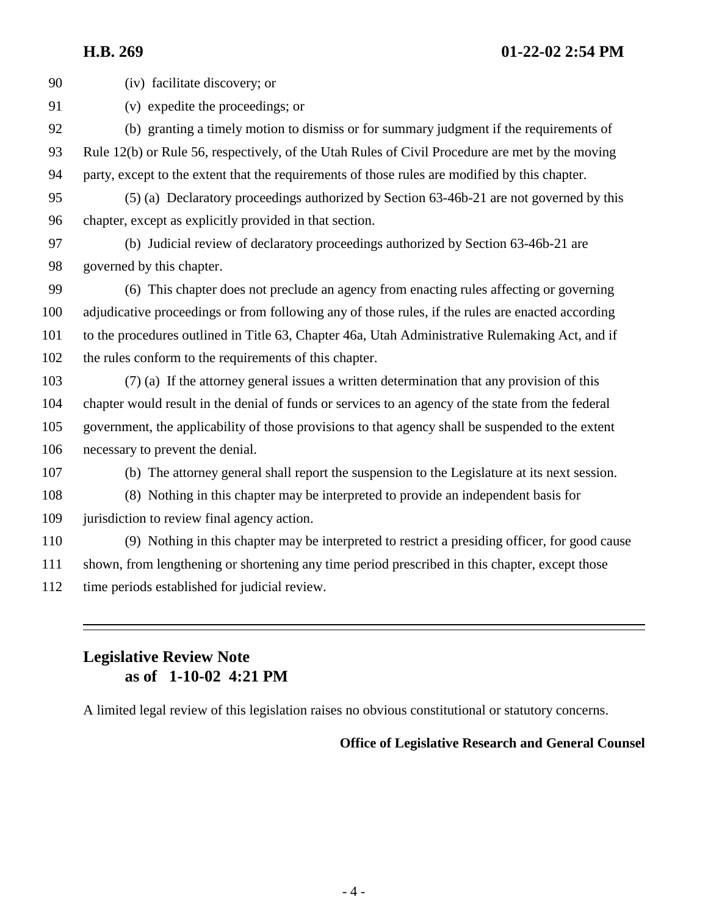(iv) facilitate discovery; or

(v) expedite the proceedings; or

(b) granting a timely motion to dismiss or for summary judgment if the requirements of Rule 12(b) or Rule 56, respectively, of the Utah Rules of Civil Procedure are met by the moving party, except to the extent that the requirements of those rules are modified by this chapter.

(5) (a) Declaratory proceedings authorized by Section 63-46b-21 are not governed by this chapter, except as explicitly provided in that section.

(b) Judicial review of declaratory proceedings authorized by Section 63-46b-21 are governed by this chapter.

(6) This chapter does not preclude an agency from enacting rules affecting or governing adjudicative proceedings or from following any of those rules, if the rules are enacted according to the procedures outlined in Title 63, Chapter 46a, Utah Administrative Rulemaking Act, and if the rules conform to the requirements of this chapter.

(7) (a) If the attorney general issues a written determination that any provision of this chapter would result in the denial of funds or services to an agency of the state from the federal government, the applicability of those provisions to that agency shall be suspended to the extent necessary to prevent the denial.

(b) The attorney general shall report the suspension to the Legislature at its next session.

(8) Nothing in this chapter may be interpreted to provide an independent basis for jurisdiction to review final agency action.

(9) Nothing in this chapter may be interpreted to restrict a presiding officer, for good cause shown, from lengthening or shortening any time period prescribed in this chapter, except those time periods established for judicial review.

---

## Legislative Review Note
### as of 1-10-02 4:21 PM

A limited legal review of this legislation raises no obvious constitutional or statutory concerns.

**Office of Legislative Research and General Counsel**